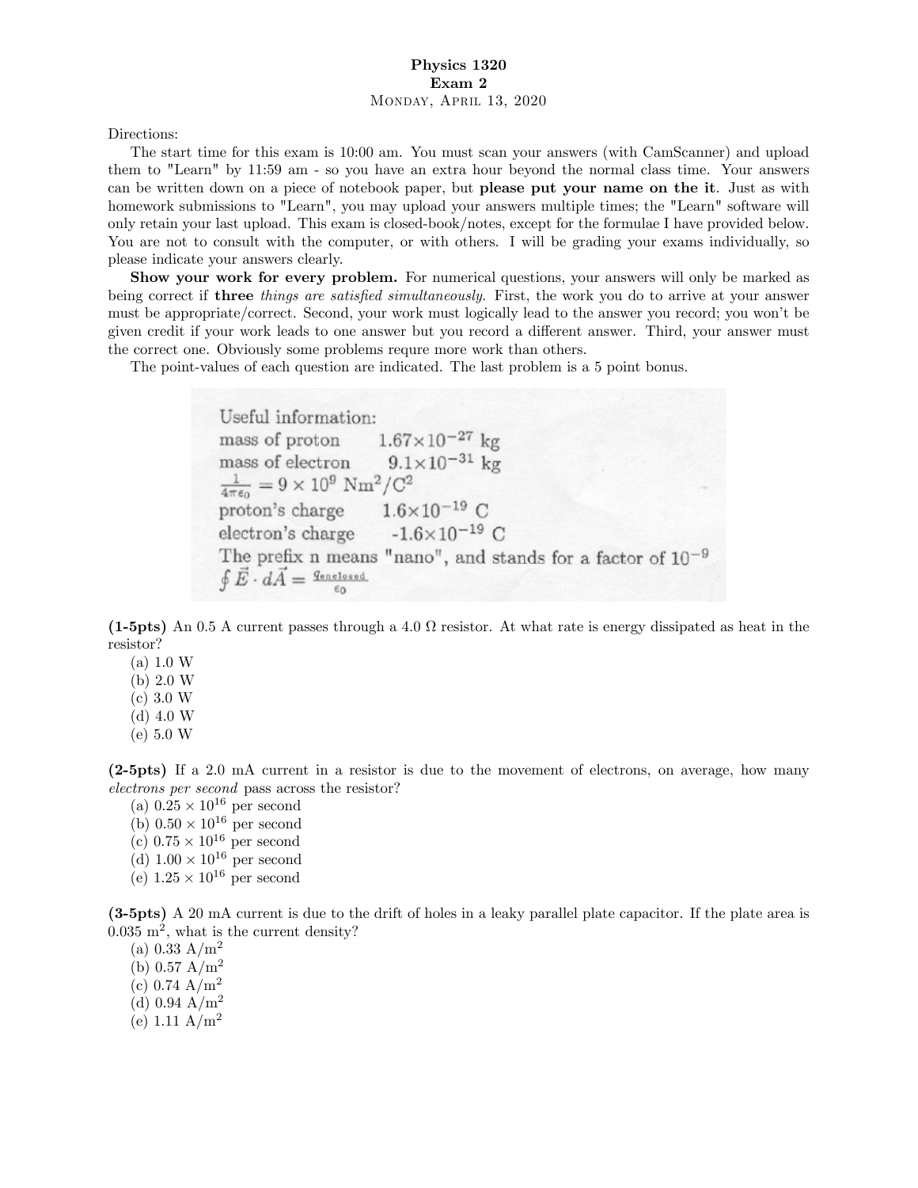# Physics 1320
## Exam 2
MONDAY, APRIL 13, 2020

Directions:

The start time for this exam is 10:00 am. You must scan your answers (with CamScanner) and upload them to "Learn" by 11:59 am - so you have an extra hour beyond the normal class time. Your answers can be written down on a piece of notebook paper, but **please put your name on the it**. Just as with homework submissions to "Learn", you may upload your answers multiple times; the "Learn" software will only retain your last upload. This exam is closed-book/notes, except for the formulae I have provided below. You are not to consult with the computer, or with others. I will be grading your exams individually, so please indicate your answers clearly.

**Show your work for every problem.** For numerical questions, your answers will only be marked as being correct if **three** *things are satisfied simultaneously*. First, the work you do to arrive at your answer must be appropriate/correct. Second, your work must logically lead to the answer you record; you won't be given credit if your work leads to one answer but you record a different answer. Third, your answer must the correct one. Obviously some problems requre more work than others.

The point-values of each question are indicated. The last problem is a 5 point bonus.

Useful information:
mass of proton $1.67\times10^{-27}$ kg
mass of electron $9.1\times10^{-31}$ kg
$\frac{1}{4\pi\epsilon_0} = 9\times10^{9}$ Nm$^2$/C$^2$
proton's charge $1.6\times10^{-19}$ C
electron's charge $-1.6\times10^{-19}$ C
The prefix n means "nano", and stands for a factor of $10^{-9}$
$\oint \vec{E}\cdot d\vec{A} = \frac{q_{enclosed}}{\epsilon_0}$

**(1-5pts)** An 0.5 A current passes through a 4.0 Ω resistor. At what rate is energy dissipated as heat in the resistor?

(a) 1.0 W
(b) 2.0 W
(c) 3.0 W
(d) 4.0 W
(e) 5.0 W

**(2-5pts)** If a 2.0 mA current in a resistor is due to the movement of electrons, on average, how many *electrons per second* pass across the resistor?

(a) $0.25\times10^{16}$ per second
(b) $0.50\times10^{16}$ per second
(c) $0.75\times10^{16}$ per second
(d) $1.00\times10^{16}$ per second
(e) $1.25\times10^{16}$ per second

**(3-5pts)** A 20 mA current is due to the drift of holes in a leaky parallel plate capacitor. If the plate area is 0.035 m$^2$, what is the current density?

(a) 0.33 A/m$^2$
(b) 0.57 A/m$^2$
(c) 0.74 A/m$^2$
(d) 0.94 A/m$^2$
(e) 1.11 A/m$^2$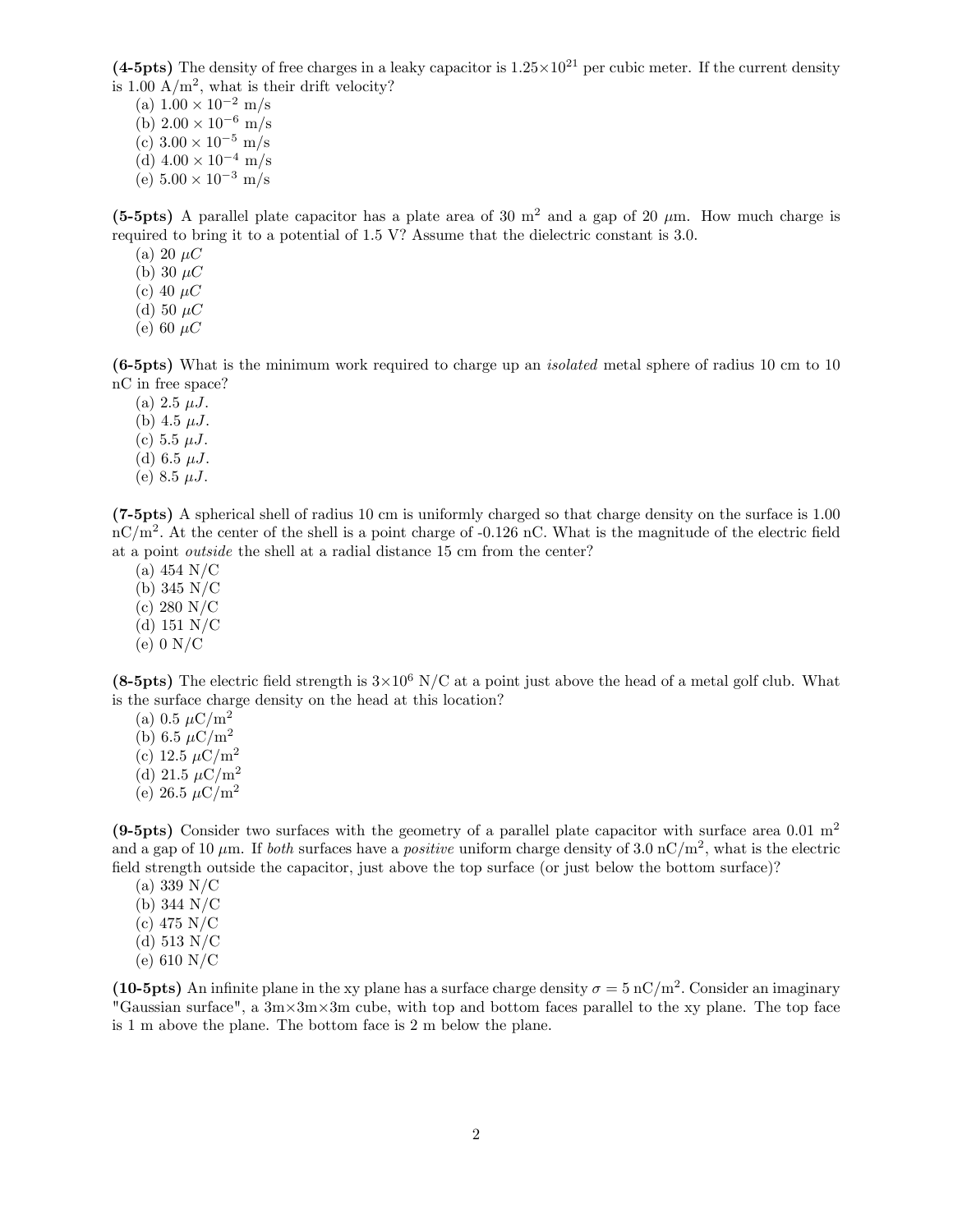**(4-5pts)** The density of free charges in a leaky capacitor is $1.25 \times 10^{21}$ per cubic meter. If the current density is 1.00 A/m$^2$, what is their drift velocity?

(a) $1.00 \times 10^{-2}$ m/s
(b) $2.00 \times 10^{-6}$ m/s
(c) $3.00 \times 10^{-5}$ m/s
(d) $4.00 \times 10^{-4}$ m/s
(e) $5.00 \times 10^{-3}$ m/s

**(5-5pts)** A parallel plate capacitor has a plate area of 30 m$^2$ and a gap of 20 $\mu$m. How much charge is required to bring it to a potential of 1.5 V? Assume that the dielectric constant is 3.0.

(a) 20 $\mu C$
(b) 30 $\mu C$
(c) 40 $\mu C$
(d) 50 $\mu C$
(e) 60 $\mu C$

**(6-5pts)** What is the minimum work required to charge up an *isolated* metal sphere of radius 10 cm to 10 nC in free space?

(a) 2.5 $\mu J$.
(b) 4.5 $\mu J$.
(c) 5.5 $\mu J$.
(d) 6.5 $\mu J$.
(e) 8.5 $\mu J$.

**(7-5pts)** A spherical shell of radius 10 cm is uniformly charged so that charge density on the surface is 1.00 nC/m$^2$. At the center of the shell is a point charge of -0.126 nC. What is the magnitude of the electric field at a point *outside* the shell at a radial distance 15 cm from the center?

(a) 454 N/C
(b) 345 N/C
(c) 280 N/C
(d) 151 N/C
(e) 0 N/C

**(8-5pts)** The electric field strength is $3 \times 10^6$ N/C at a point just above the head of a metal golf club. What is the surface charge density on the head at this location?

(a) 0.5 $\mu$C/m$^2$
(b) 6.5 $\mu$C/m$^2$
(c) 12.5 $\mu$C/m$^2$
(d) 21.5 $\mu$C/m$^2$
(e) 26.5 $\mu$C/m$^2$

**(9-5pts)** Consider two surfaces with the geometry of a parallel plate capacitor with surface area 0.01 m$^2$ and a gap of 10 $\mu$m. If *both* surfaces have a *positive* uniform charge density of 3.0 nC/m$^2$, what is the electric field strength outside the capacitor, just above the top surface (or just below the bottom surface)?

(a) 339 N/C
(b) 344 N/C
(c) 475 N/C
(d) 513 N/C
(e) 610 N/C

**(10-5pts)** An infinite plane in the xy plane has a surface charge density $\sigma = 5$ nC/m$^2$. Consider an imaginary "Gaussian surface", a 3m×3m×3m cube, with top and bottom faces parallel to the xy plane. The top face is 1 m above the plane. The bottom face is 2 m below the plane.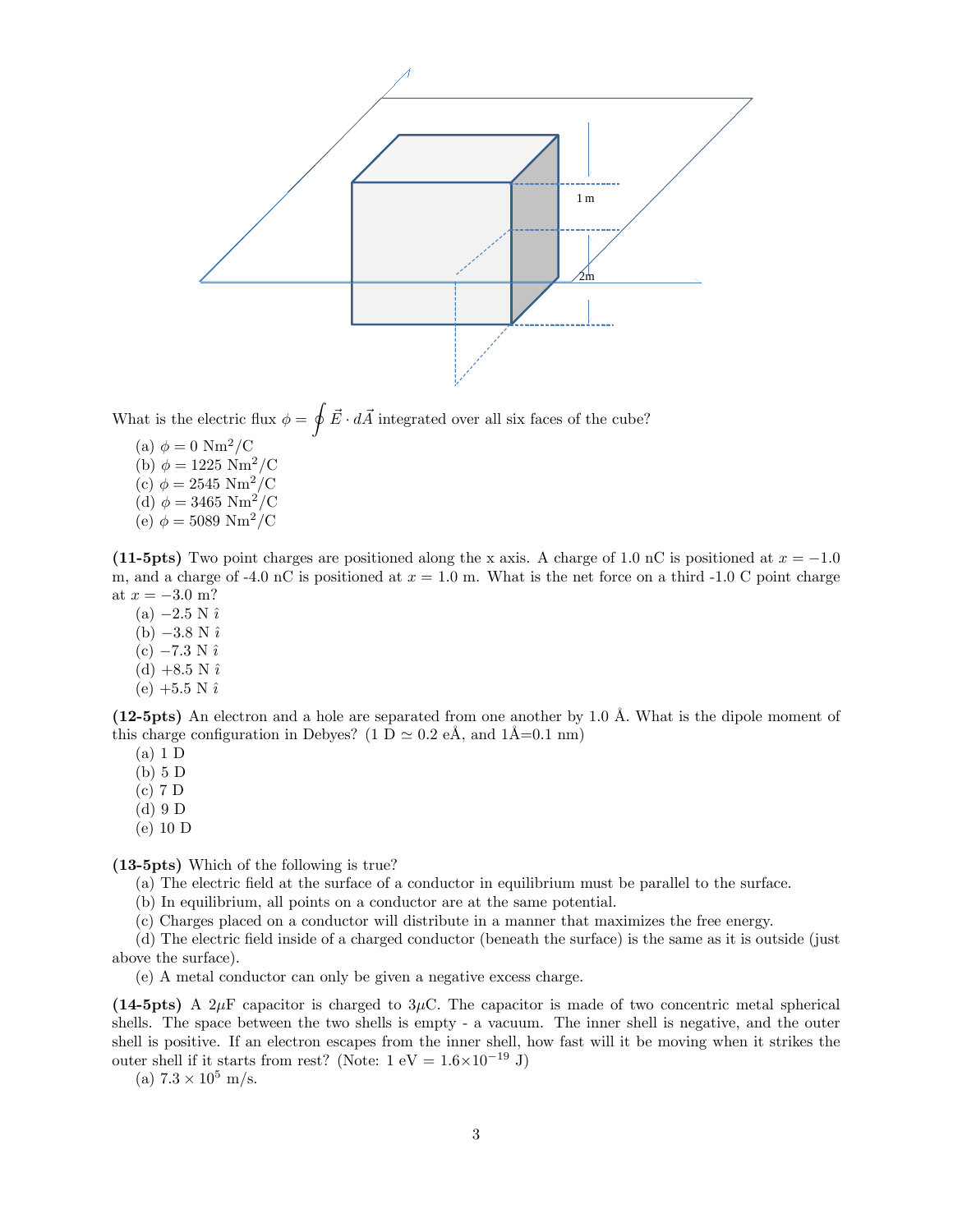What is the electric flux $\phi = \oint \vec{E} \cdot d\vec{A}$ integrated over all six faces of the cube?

(a) $\phi = 0$ Nm$^2$/C
(b) $\phi = 1225$ Nm$^2$/C
(c) $\phi = 2545$ Nm$^2$/C
(d) $\phi = 3465$ Nm$^2$/C
(e) $\phi = 5089$ Nm$^2$/C

**(11-5pts)** Two point charges are positioned along the x axis. A charge of 1.0 nC is positioned at $x = -1.0$ m, and a charge of -4.0 nC is positioned at $x = 1.0$ m. What is the net force on a third -1.0 C point charge at $x = -3.0$ m?

(a) $-2.5$ N $\hat{\imath}$
(b) $-3.8$ N $\hat{\imath}$
(c) $-7.3$ N $\hat{\imath}$
(d) $+8.5$ N $\hat{\imath}$
(e) $+5.5$ N $\hat{\imath}$

**(12-5pts)** An electron and a hole are separated from one another by 1.0 Å. What is the dipole moment of this charge configuration in Debyes? (1 D $\simeq$ 0.2 eÅ, and 1Å=0.1 nm)

(a) 1 D
(b) 5 D
(c) 7 D
(d) 9 D
(e) 10 D

**(13-5pts)** Which of the following is true?

(a) The electric field at the surface of a conductor in equilibrium must be parallel to the surface.
(b) In equilibrium, all points on a conductor are at the same potential.
(c) Charges placed on a conductor will distribute in a manner that maximizes the free energy.
(d) The electric field inside of a charged conductor (beneath the surface) is the same as it is outside (just above the surface).
(e) A metal conductor can only be given a negative excess charge.

**(14-5pts)** A 2$\mu$F capacitor is charged to 3$\mu$C. The capacitor is made of two concentric metal spherical shells. The space between the two shells is empty - a vacuum. The inner shell is negative, and the outer shell is positive. If an electron escapes from the inner shell, how fast will it be moving when it strikes the outer shell if it starts from rest? (Note: 1 eV = 1.6$\times$10$^{-19}$ J)

(a) $7.3 \times 10^5$ m/s.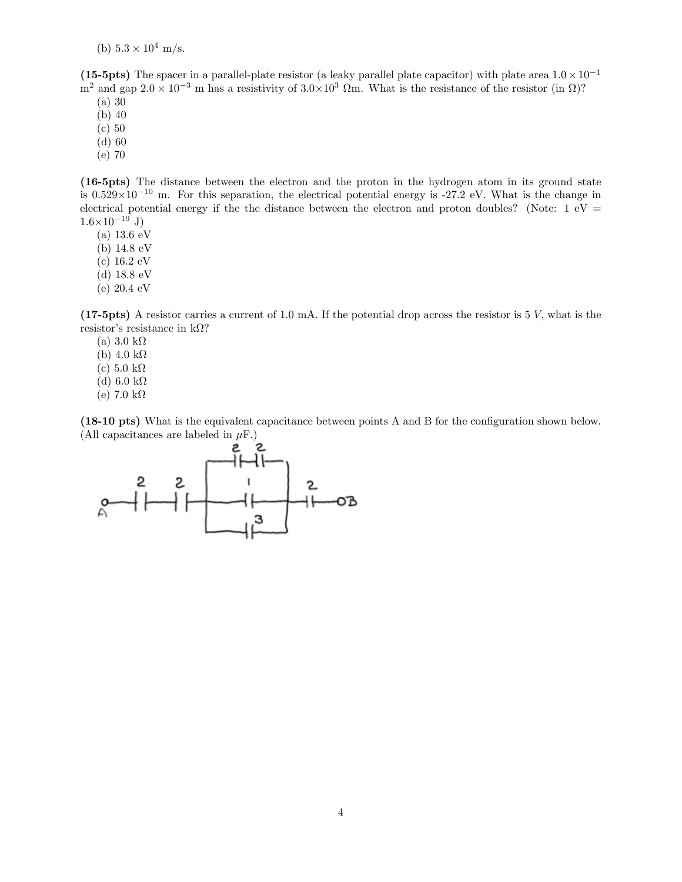(b) $5.3 \times 10^4$ m/s.

**(15-5pts)** The spacer in a parallel-plate resistor (a leaky parallel plate capacitor) with plate area $1.0 \times 10^{-1}$ m$^2$ and gap $2.0 \times 10^{-3}$ m has a resistivity of $3.0 \times 10^3$ $\Omega$m. What is the resistance of the resistor (in $\Omega$)?

(a) 30
(b) 40
(c) 50
(d) 60
(e) 70

**(16-5pts)** The distance between the electron and the proton in the hydrogen atom in its ground state is $0.529 \times 10^{-10}$ m. For this separation, the electrical potential energy is -27.2 eV. What is the change in electrical potential energy if the the distance between the electron and proton doubles? (Note: 1 eV = $1.6 \times 10^{-19}$ J)

(a) 13.6 eV
(b) 14.8 eV
(c) 16.2 eV
(d) 18.8 eV
(e) 20.4 eV

**(17-5pts)** A resistor carries a current of 1.0 mA. If the potential drop across the resistor is 5 $V$, what is the resistor's resistance in k$\Omega$?

(a) 3.0 k$\Omega$
(b) 4.0 k$\Omega$
(c) 5.0 k$\Omega$
(d) 6.0 k$\Omega$
(e) 7.0 k$\Omega$

**(18-10 pts)** What is the equivalent capacitance between points A and B for the configuration shown below. (All capacitances are labeled in $\mu$F.)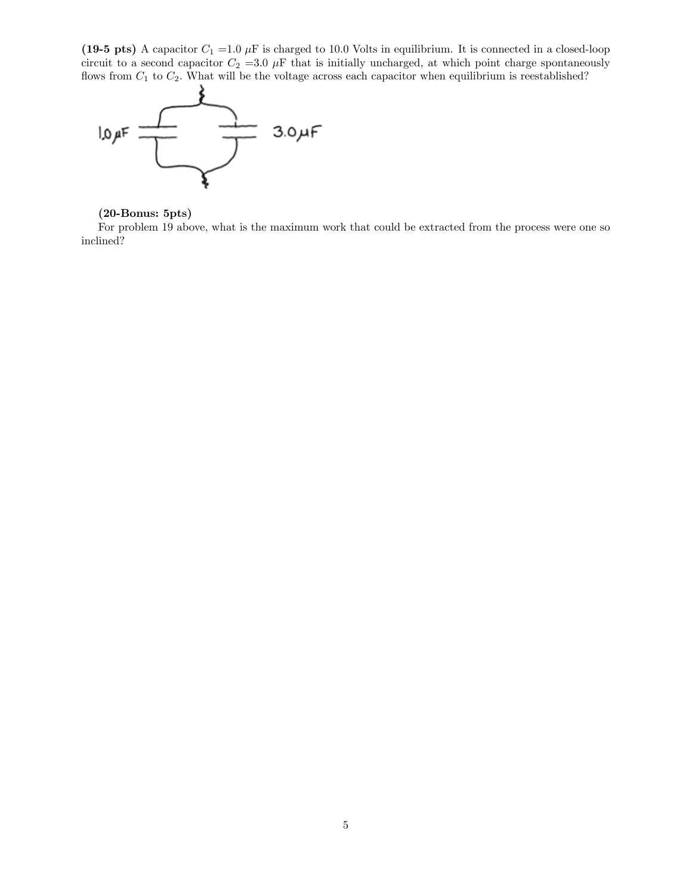**(19-5 pts)** A capacitor $C_1$ =1.0 $\mu$F is charged to 10.0 Volts in equilibrium. It is connected in a closed-loop circuit to a second capacitor $C_2$ =3.0 $\mu$F that is initially uncharged, at which point charge spontaneously flows from $C_1$ to $C_2$. What will be the voltage across each capacitor when equilibrium is reestablished?

1.0 μF

3.0 μF

**(20-Bonus: 5pts)**

For problem 19 above, what is the maximum work that could be extracted from the process were one so inclined?